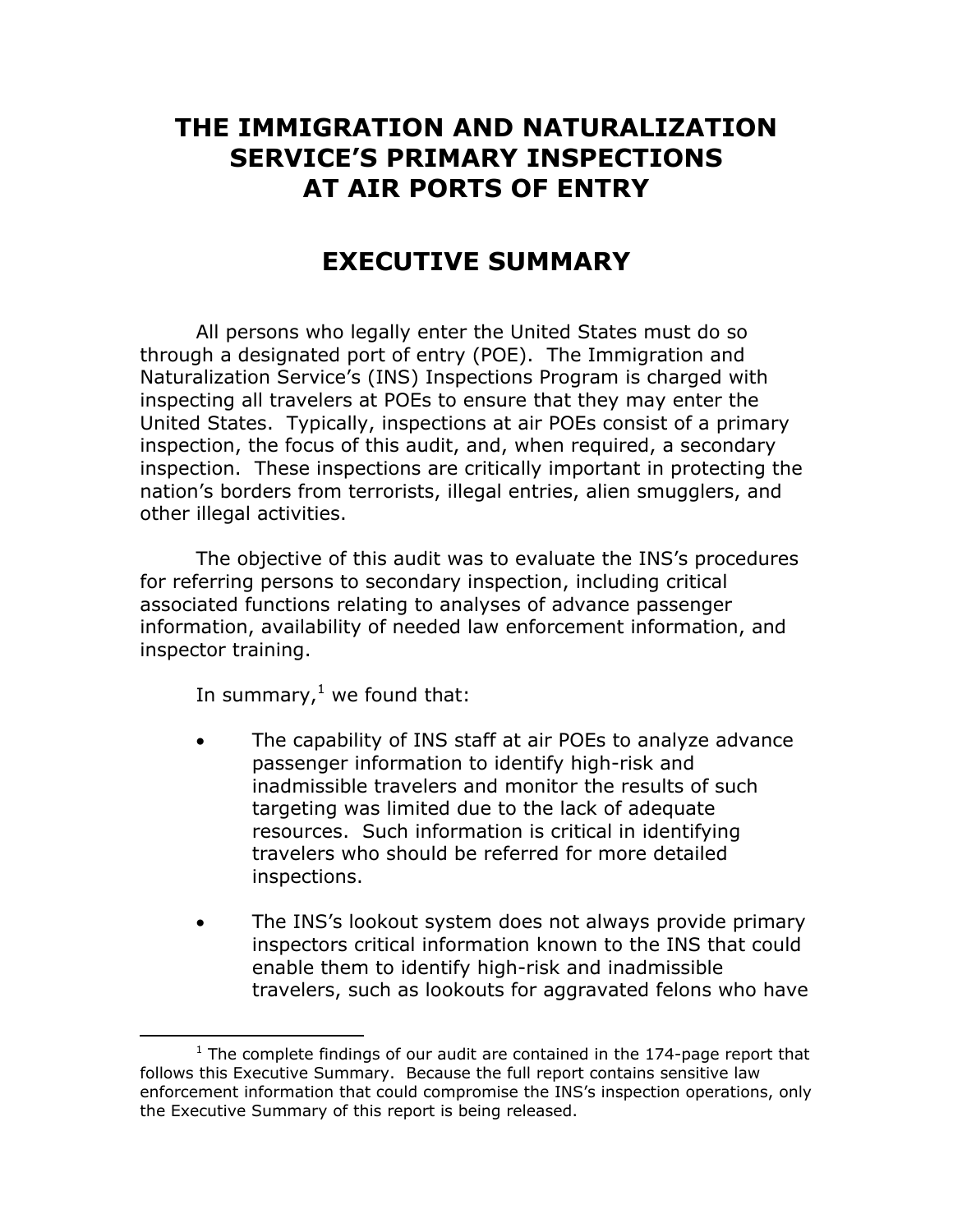# THE IMMIGRATION AND NATURALIZATION SERVICE'S PRIMARY INSPECTIONS AT AIR PORTS OF ENTRY

## EXECUTIVE SUMMARY

All persons who legally enter the United States must do so through a designated port of entry (POE). The Immigration and Naturalization Service's (INS) Inspections Program is charged with inspecting all travelers at POEs to ensure that they may enter the United States. Typically, inspections at air POEs consist of a primary inspection, the focus of this audit, and, when required, a secondary inspection. These inspections are critically important in protecting the nation's borders from terrorists, illegal entries, alien smugglers, and other illegal activities.

The objective of this audit was to evaluate the INS's procedures for referring persons to secondary inspection, including critical associated functions relating to analyses of advance passenger information, availability of needed law enforcement information, and inspector training.

In summary,[1] we found that:

- The capability of INS staff at air POEs to analyze advance passenger information to identify high-risk and inadmissible travelers and monitor the results of such targeting was limited due to the lack of adequate resources. Such information is critical in identifying travelers who should be referred for more detailed inspections.

- The INS's lookout system does not always provide primary inspectors critical information known to the INS that could enable them to identify high-risk and inadmissible travelers, such as lookouts for aggravated felons who have

[1] The complete findings of our audit are contained in the 174-page report that follows this Executive Summary. Because the full report contains sensitive law enforcement information that could compromise the INS's inspection operations, only the Executive Summary of this report is being released.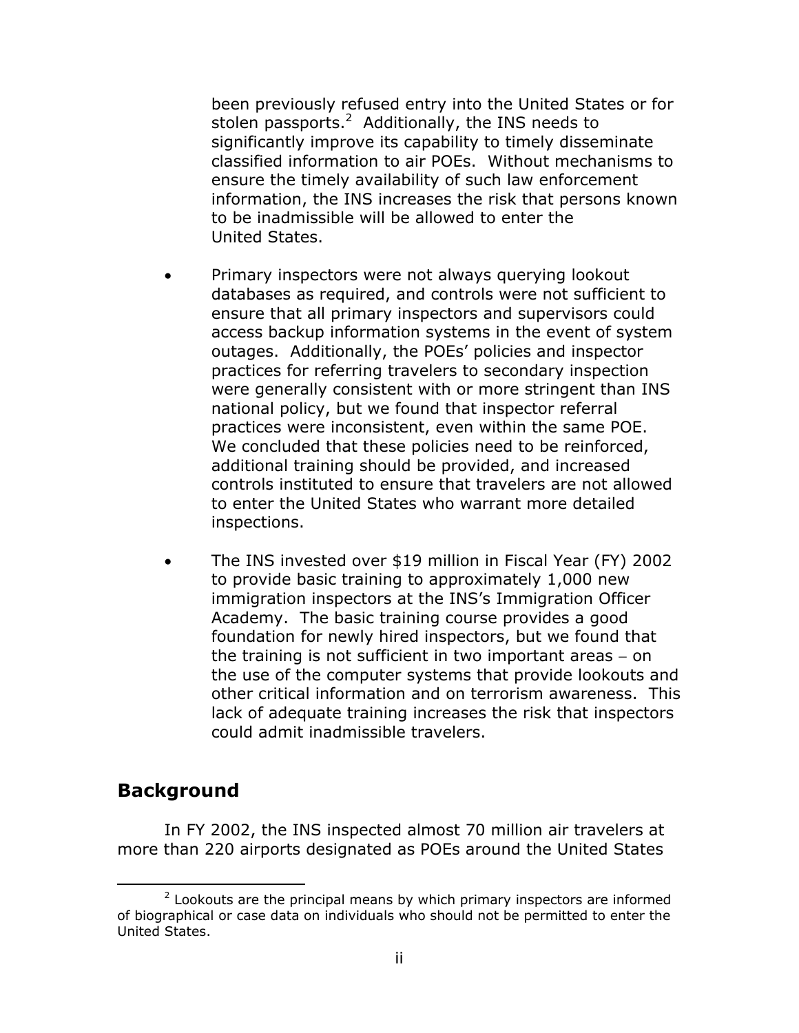been previously refused entry into the United States or for stolen passports.[2] Additionally, the INS needs to significantly improve its capability to timely disseminate classified information to air POEs. Without mechanisms to ensure the timely availability of such law enforcement information, the INS increases the risk that persons known to be inadmissible will be allowed to enter the United States.

- Primary inspectors were not always querying lookout databases as required, and controls were not sufficient to ensure that all primary inspectors and supervisors could access backup information systems in the event of system outages. Additionally, the POEs' policies and inspector practices for referring travelers to secondary inspection were generally consistent with or more stringent than INS national policy, but we found that inspector referral practices were inconsistent, even within the same POE. We concluded that these policies need to be reinforced, additional training should be provided, and increased controls instituted to ensure that travelers are not allowed to enter the United States who warrant more detailed inspections.

- The INS invested over $19 million in Fiscal Year (FY) 2002 to provide basic training to approximately 1,000 new immigration inspectors at the INS's Immigration Officer Academy. The basic training course provides a good foundation for newly hired inspectors, but we found that the training is not sufficient in two important areas – on the use of the computer systems that provide lookouts and other critical information and on terrorism awareness. This lack of adequate training increases the risk that inspectors could admit inadmissible travelers.

## Background

In FY 2002, the INS inspected almost 70 million air travelers at more than 220 airports designated as POEs around the United States

[2] Lookouts are the principal means by which primary inspectors are informed of biographical or case data on individuals who should not be permitted to enter the United States.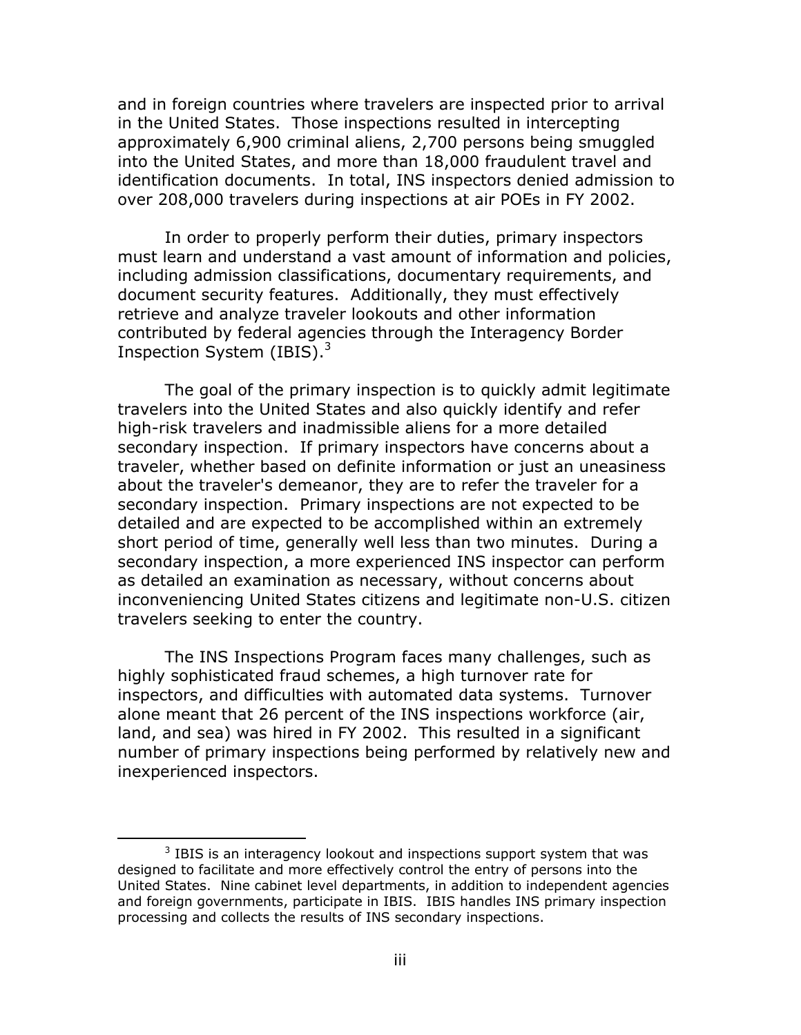and in foreign countries where travelers are inspected prior to arrival in the United States. Those inspections resulted in intercepting approximately 6,900 criminal aliens, 2,700 persons being smuggled into the United States, and more than 18,000 fraudulent travel and identification documents. In total, INS inspectors denied admission to over 208,000 travelers during inspections at air POEs in FY 2002.

In order to properly perform their duties, primary inspectors must learn and understand a vast amount of information and policies, including admission classifications, documentary requirements, and document security features. Additionally, they must effectively retrieve and analyze traveler lookouts and other information contributed by federal agencies through the Interagency Border Inspection System (IBIS).[3]

The goal of the primary inspection is to quickly admit legitimate travelers into the United States and also quickly identify and refer high-risk travelers and inadmissible aliens for a more detailed secondary inspection. If primary inspectors have concerns about a traveler, whether based on definite information or just an uneasiness about the traveler's demeanor, they are to refer the traveler for a secondary inspection. Primary inspections are not expected to be detailed and are expected to be accomplished within an extremely short period of time, generally well less than two minutes. During a secondary inspection, a more experienced INS inspector can perform as detailed an examination as necessary, without concerns about inconveniencing United States citizens and legitimate non-U.S. citizen travelers seeking to enter the country.

The INS Inspections Program faces many challenges, such as highly sophisticated fraud schemes, a high turnover rate for inspectors, and difficulties with automated data systems. Turnover alone meant that 26 percent of the INS inspections workforce (air, land, and sea) was hired in FY 2002. This resulted in a significant number of primary inspections being performed by relatively new and inexperienced inspectors.

[3] IBIS is an interagency lookout and inspections support system that was designed to facilitate and more effectively control the entry of persons into the United States. Nine cabinet level departments, in addition to independent agencies and foreign governments, participate in IBIS. IBIS handles INS primary inspection processing and collects the results of INS secondary inspections.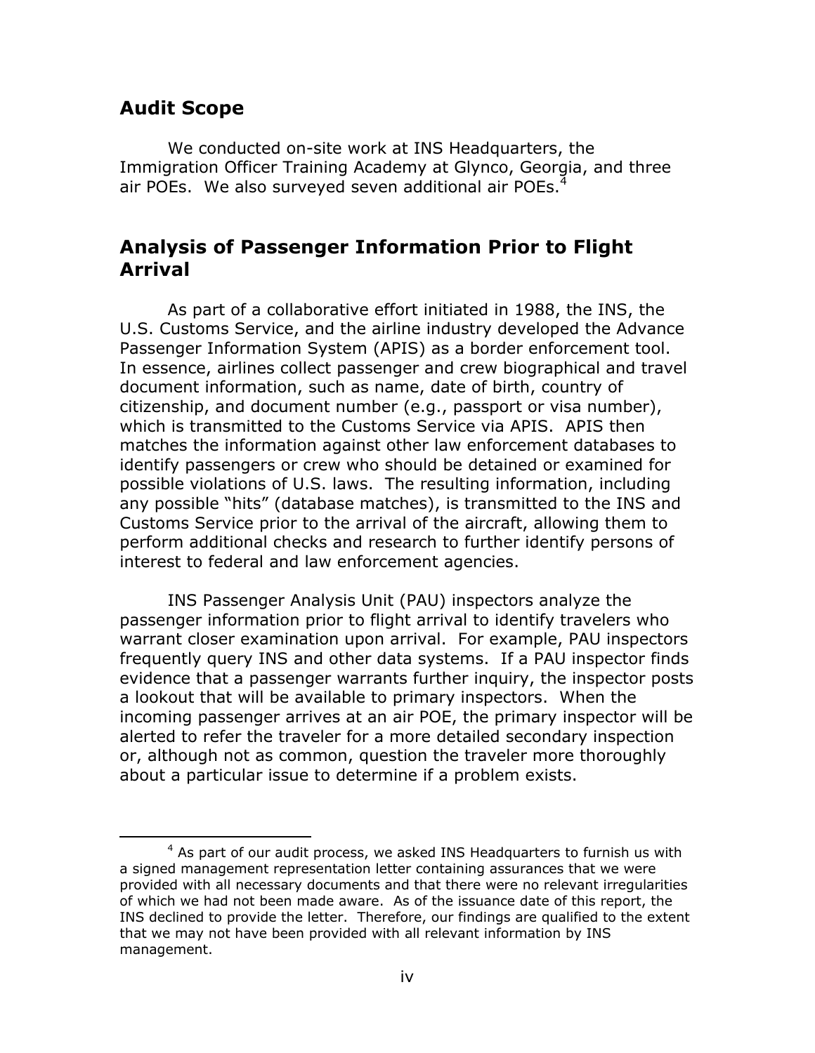## Audit Scope

We conducted on-site work at INS Headquarters, the Immigration Officer Training Academy at Glynco, Georgia, and three air POEs. We also surveyed seven additional air POEs.[4]

## Analysis of Passenger Information Prior to Flight Arrival

As part of a collaborative effort initiated in 1988, the INS, the U.S. Customs Service, and the airline industry developed the Advance Passenger Information System (APIS) as a border enforcement tool. In essence, airlines collect passenger and crew biographical and travel document information, such as name, date of birth, country of citizenship, and document number (e.g., passport or visa number), which is transmitted to the Customs Service via APIS. APIS then matches the information against other law enforcement databases to identify passengers or crew who should be detained or examined for possible violations of U.S. laws. The resulting information, including any possible "hits" (database matches), is transmitted to the INS and Customs Service prior to the arrival of the aircraft, allowing them to perform additional checks and research to further identify persons of interest to federal and law enforcement agencies.

INS Passenger Analysis Unit (PAU) inspectors analyze the passenger information prior to flight arrival to identify travelers who warrant closer examination upon arrival. For example, PAU inspectors frequently query INS and other data systems. If a PAU inspector finds evidence that a passenger warrants further inquiry, the inspector posts a lookout that will be available to primary inspectors. When the incoming passenger arrives at an air POE, the primary inspector will be alerted to refer the traveler for a more detailed secondary inspection or, although not as common, question the traveler more thoroughly about a particular issue to determine if a problem exists.

---

[4] As part of our audit process, we asked INS Headquarters to furnish us with a signed management representation letter containing assurances that we were provided with all necessary documents and that there were no relevant irregularities of which we had not been made aware. As of the issuance date of this report, the INS declined to provide the letter. Therefore, our findings are qualified to the extent that we may not have been provided with all relevant information by INS management.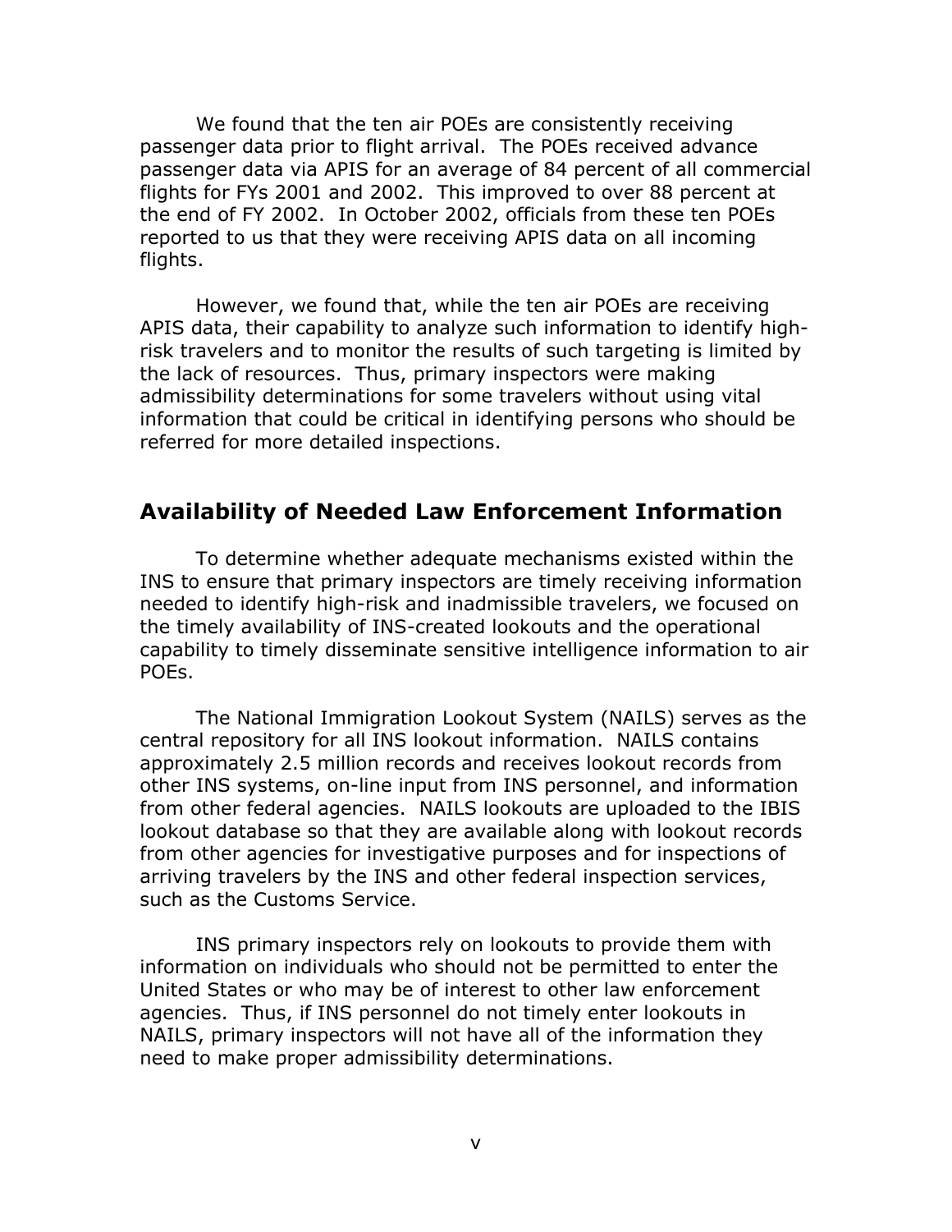We found that the ten air POEs are consistently receiving passenger data prior to flight arrival. The POEs received advance passenger data via APIS for an average of 84 percent of all commercial flights for FYs 2001 and 2002. This improved to over 88 percent at the end of FY 2002. In October 2002, officials from these ten POEs reported to us that they were receiving APIS data on all incoming flights.

However, we found that, while the ten air POEs are receiving APIS data, their capability to analyze such information to identify high-risk travelers and to monitor the results of such targeting is limited by the lack of resources. Thus, primary inspectors were making admissibility determinations for some travelers without using vital information that could be critical in identifying persons who should be referred for more detailed inspections.

## Availability of Needed Law Enforcement Information

To determine whether adequate mechanisms existed within the INS to ensure that primary inspectors are timely receiving information needed to identify high-risk and inadmissible travelers, we focused on the timely availability of INS-created lookouts and the operational capability to timely disseminate sensitive intelligence information to air POEs.

The National Immigration Lookout System (NAILS) serves as the central repository for all INS lookout information. NAILS contains approximately 2.5 million records and receives lookout records from other INS systems, on-line input from INS personnel, and information from other federal agencies. NAILS lookouts are uploaded to the IBIS lookout database so that they are available along with lookout records from other agencies for investigative purposes and for inspections of arriving travelers by the INS and other federal inspection services, such as the Customs Service.

INS primary inspectors rely on lookouts to provide them with information on individuals who should not be permitted to enter the United States or who may be of interest to other law enforcement agencies. Thus, if INS personnel do not timely enter lookouts in NAILS, primary inspectors will not have all of the information they need to make proper admissibility determinations.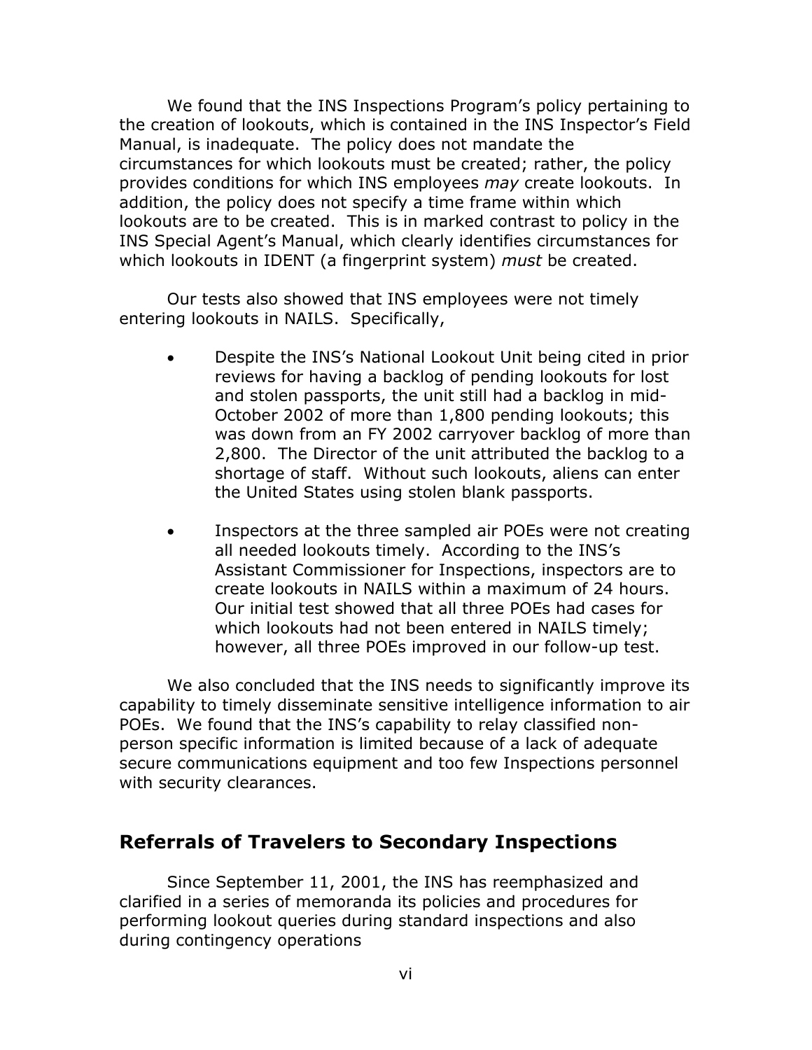We found that the INS Inspections Program's policy pertaining to the creation of lookouts, which is contained in the INS Inspector's Field Manual, is inadequate. The policy does not mandate the circumstances for which lookouts must be created; rather, the policy provides conditions for which INS employees *may* create lookouts. In addition, the policy does not specify a time frame within which lookouts are to be created. This is in marked contrast to policy in the INS Special Agent's Manual, which clearly identifies circumstances for which lookouts in IDENT (a fingerprint system) *must* be created.

Our tests also showed that INS employees were not timely entering lookouts in NAILS. Specifically,

- Despite the INS's National Lookout Unit being cited in prior reviews for having a backlog of pending lookouts for lost and stolen passports, the unit still had a backlog in mid-October 2002 of more than 1,800 pending lookouts; this was down from an FY 2002 carryover backlog of more than 2,800. The Director of the unit attributed the backlog to a shortage of staff. Without such lookouts, aliens can enter the United States using stolen blank passports.

- Inspectors at the three sampled air POEs were not creating all needed lookouts timely. According to the INS's Assistant Commissioner for Inspections, inspectors are to create lookouts in NAILS within a maximum of 24 hours. Our initial test showed that all three POEs had cases for which lookouts had not been entered in NAILS timely; however, all three POEs improved in our follow-up test.

We also concluded that the INS needs to significantly improve its capability to timely disseminate sensitive intelligence information to air POEs. We found that the INS's capability to relay classified non-person specific information is limited because of a lack of adequate secure communications equipment and too few Inspections personnel with security clearances.

## Referrals of Travelers to Secondary Inspections

Since September 11, 2001, the INS has reemphasized and clarified in a series of memoranda its policies and procedures for performing lookout queries during standard inspections and also during contingency operations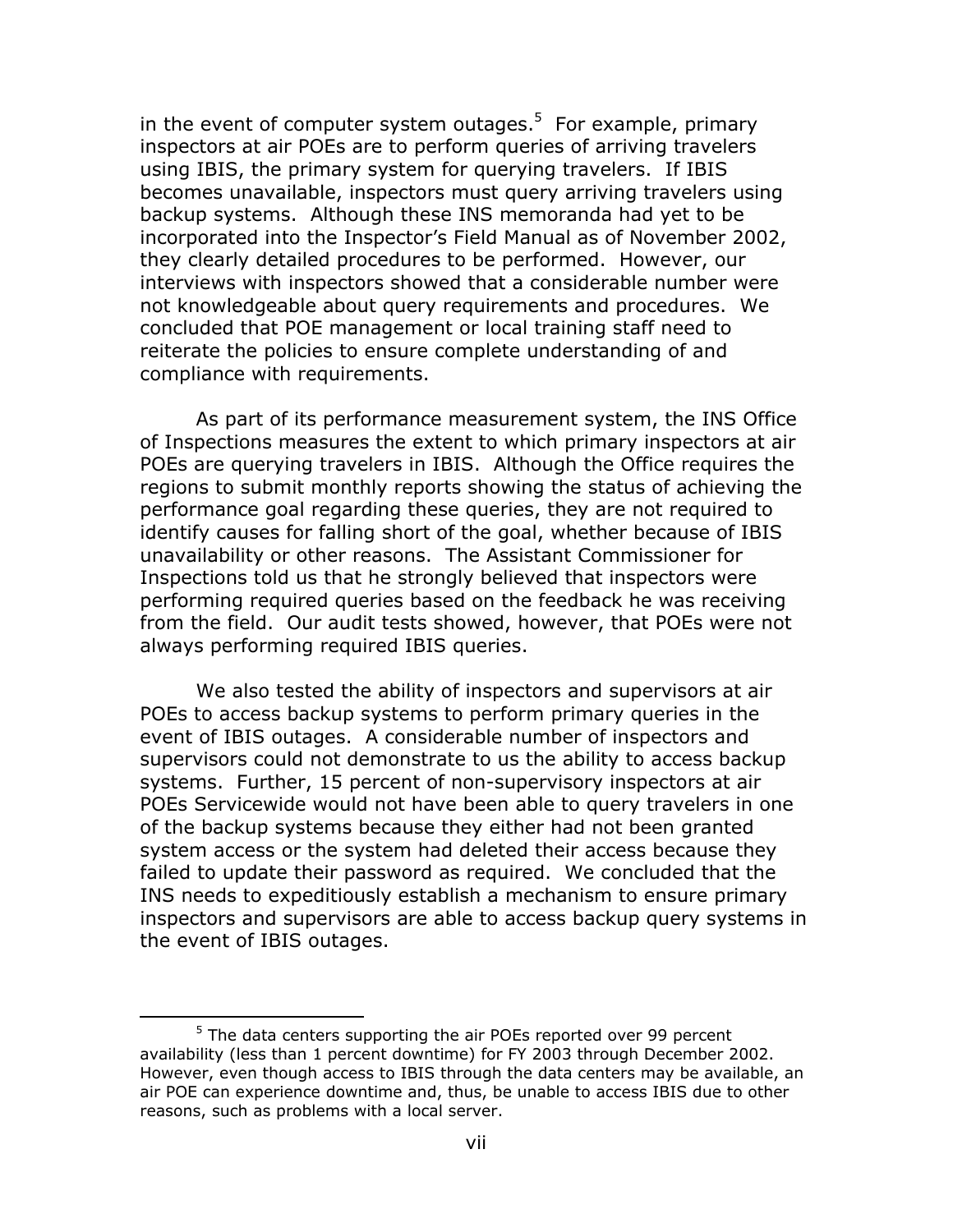in the event of computer system outages.[5] For example, primary inspectors at air POEs are to perform queries of arriving travelers using IBIS, the primary system for querying travelers. If IBIS becomes unavailable, inspectors must query arriving travelers using backup systems. Although these INS memoranda had yet to be incorporated into the Inspector's Field Manual as of November 2002, they clearly detailed procedures to be performed. However, our interviews with inspectors showed that a considerable number were not knowledgeable about query requirements and procedures. We concluded that POE management or local training staff need to reiterate the policies to ensure complete understanding of and compliance with requirements.

As part of its performance measurement system, the INS Office of Inspections measures the extent to which primary inspectors at air POEs are querying travelers in IBIS. Although the Office requires the regions to submit monthly reports showing the status of achieving the performance goal regarding these queries, they are not required to identify causes for falling short of the goal, whether because of IBIS unavailability or other reasons. The Assistant Commissioner for Inspections told us that he strongly believed that inspectors were performing required queries based on the feedback he was receiving from the field. Our audit tests showed, however, that POEs were not always performing required IBIS queries.

We also tested the ability of inspectors and supervisors at air POEs to access backup systems to perform primary queries in the event of IBIS outages. A considerable number of inspectors and supervisors could not demonstrate to us the ability to access backup systems. Further, 15 percent of non-supervisory inspectors at air POEs Servicewide would not have been able to query travelers in one of the backup systems because they either had not been granted system access or the system had deleted their access because they failed to update their password as required. We concluded that the INS needs to expeditiously establish a mechanism to ensure primary inspectors and supervisors are able to access backup query systems in the event of IBIS outages.

[5] The data centers supporting the air POEs reported over 99 percent availability (less than 1 percent downtime) for FY 2003 through December 2002. However, even though access to IBIS through the data centers may be available, an air POE can experience downtime and, thus, be unable to access IBIS due to other reasons, such as problems with a local server.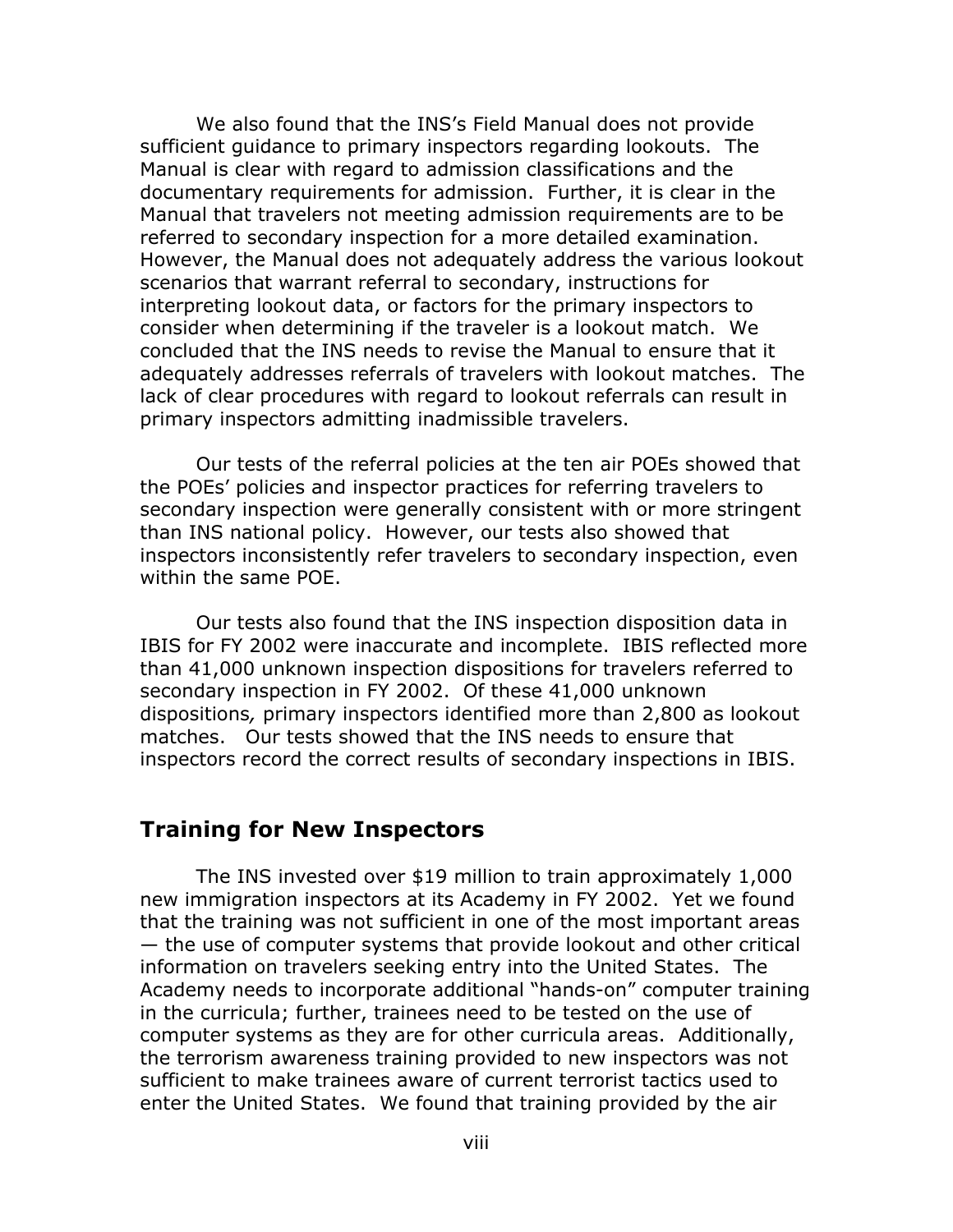We also found that the INS's Field Manual does not provide sufficient guidance to primary inspectors regarding lookouts. The Manual is clear with regard to admission classifications and the documentary requirements for admission. Further, it is clear in the Manual that travelers not meeting admission requirements are to be referred to secondary inspection for a more detailed examination. However, the Manual does not adequately address the various lookout scenarios that warrant referral to secondary, instructions for interpreting lookout data, or factors for the primary inspectors to consider when determining if the traveler is a lookout match. We concluded that the INS needs to revise the Manual to ensure that it adequately addresses referrals of travelers with lookout matches. The lack of clear procedures with regard to lookout referrals can result in primary inspectors admitting inadmissible travelers.

Our tests of the referral policies at the ten air POEs showed that the POEs' policies and inspector practices for referring travelers to secondary inspection were generally consistent with or more stringent than INS national policy. However, our tests also showed that inspectors inconsistently refer travelers to secondary inspection, even within the same POE.

Our tests also found that the INS inspection disposition data in IBIS for FY 2002 were inaccurate and incomplete. IBIS reflected more than 41,000 unknown inspection dispositions for travelers referred to secondary inspection in FY 2002. Of these 41,000 unknown dispositions*,* primary inspectors identified more than 2,800 as lookout matches. Our tests showed that the INS needs to ensure that inspectors record the correct results of secondary inspections in IBIS.

## Training for New Inspectors

The INS invested over $19 million to train approximately 1,000 new immigration inspectors at its Academy in FY 2002. Yet we found that the training was not sufficient in one of the most important areas — the use of computer systems that provide lookout and other critical information on travelers seeking entry into the United States. The Academy needs to incorporate additional "hands-on" computer training in the curricula; further, trainees need to be tested on the use of computer systems as they are for other curricula areas. Additionally, the terrorism awareness training provided to new inspectors was not sufficient to make trainees aware of current terrorist tactics used to enter the United States. We found that training provided by the air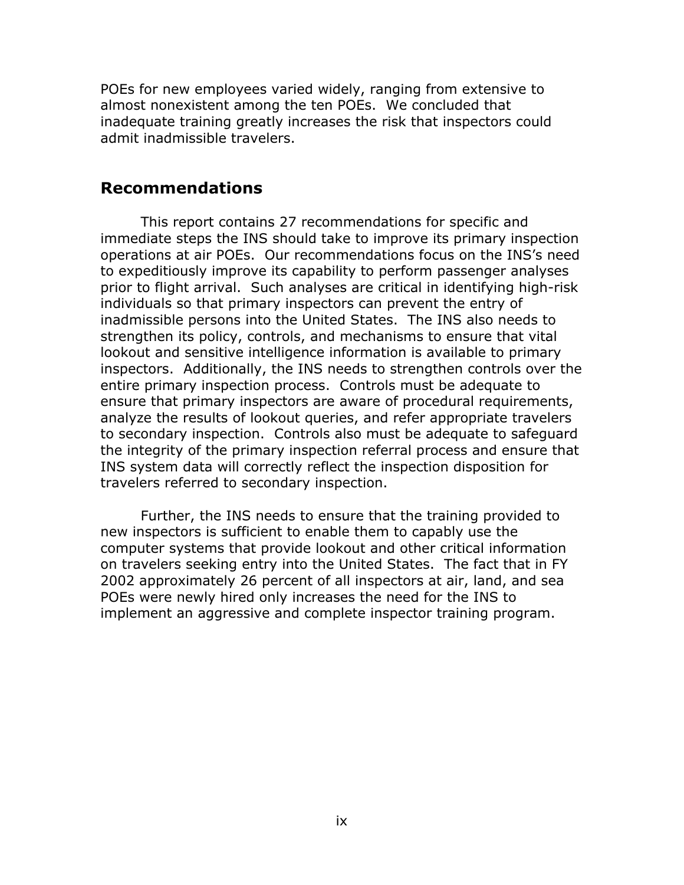POEs for new employees varied widely, ranging from extensive to almost nonexistent among the ten POEs. We concluded that inadequate training greatly increases the risk that inspectors could admit inadmissible travelers.

## Recommendations

This report contains 27 recommendations for specific and immediate steps the INS should take to improve its primary inspection operations at air POEs. Our recommendations focus on the INS's need to expeditiously improve its capability to perform passenger analyses prior to flight arrival. Such analyses are critical in identifying high-risk individuals so that primary inspectors can prevent the entry of inadmissible persons into the United States. The INS also needs to strengthen its policy, controls, and mechanisms to ensure that vital lookout and sensitive intelligence information is available to primary inspectors. Additionally, the INS needs to strengthen controls over the entire primary inspection process. Controls must be adequate to ensure that primary inspectors are aware of procedural requirements, analyze the results of lookout queries, and refer appropriate travelers to secondary inspection. Controls also must be adequate to safeguard the integrity of the primary inspection referral process and ensure that INS system data will correctly reflect the inspection disposition for travelers referred to secondary inspection.

Further, the INS needs to ensure that the training provided to new inspectors is sufficient to enable them to capably use the computer systems that provide lookout and other critical information on travelers seeking entry into the United States. The fact that in FY 2002 approximately 26 percent of all inspectors at air, land, and sea POEs were newly hired only increases the need for the INS to implement an aggressive and complete inspector training program.